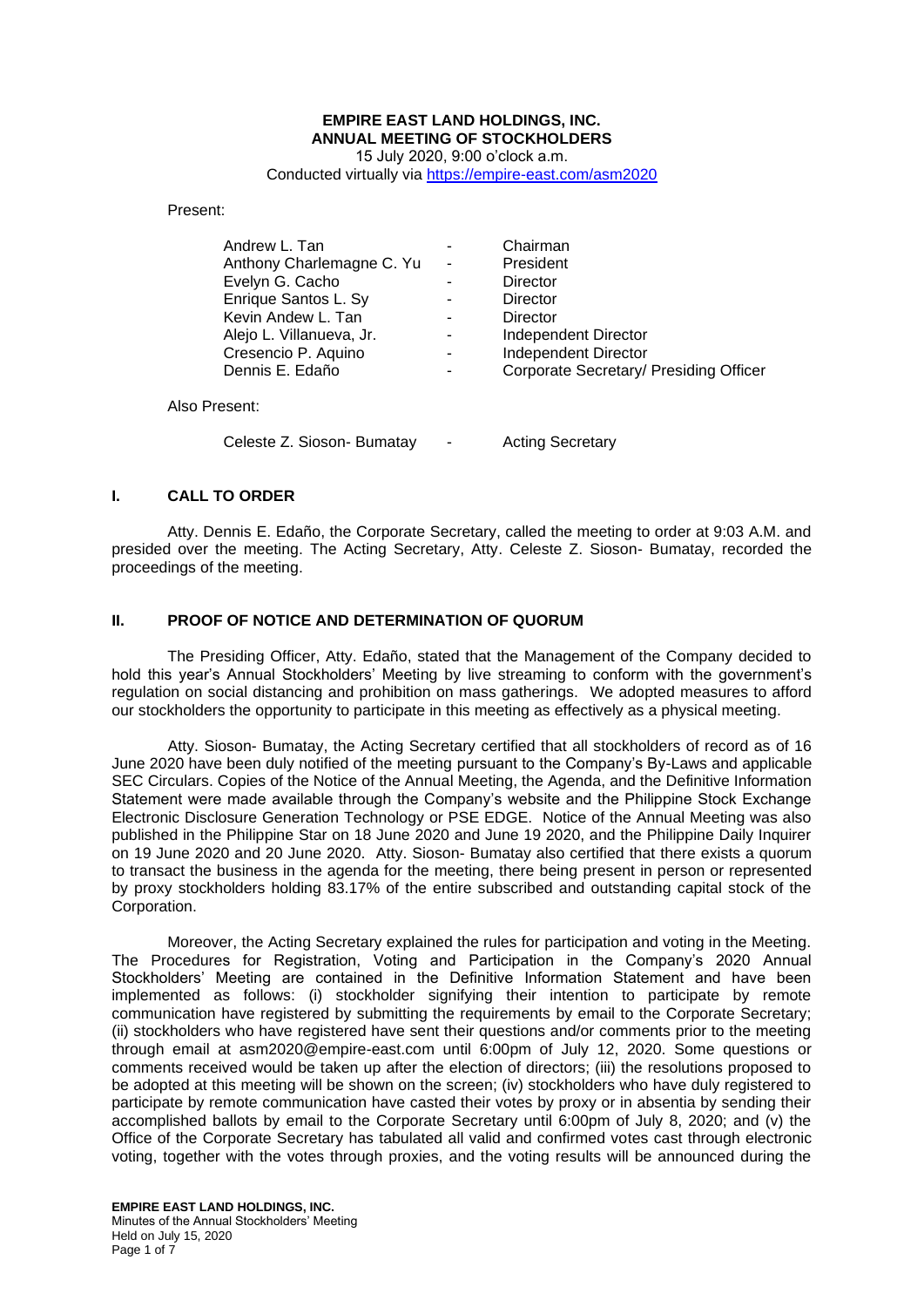**EMPIRE EAST LAND HOLDINGS, INC.**
**ANNUAL MEETING OF STOCKHOLDERS**
15 July 2020, 9:00 o'clock a.m.
Conducted virtually via https://empire-east.com/asm2020

Present:

| | | |
|---|---|---|
| Andrew L. Tan | - | Chairman |
| Anthony Charlemagne C. Yu | - | President |
| Evelyn G. Cacho | - | Director |
| Enrique Santos L. Sy | - | Director |
| Kevin Andew L. Tan | - | Director |
| Alejo L. Villanueva, Jr. | - | Independent Director |
| Cresencio P. Aquino | - | Independent Director |
| Dennis E. Edaño | - | Corporate Secretary/ Presiding Officer |

Also Present:

| | | |
|---|---|---|
| Celeste Z. Sioson- Bumatay | - | Acting Secretary |

## I. CALL TO ORDER

Atty. Dennis E. Edaño, the Corporate Secretary, called the meeting to order at 9:03 A.M. and presided over the meeting. The Acting Secretary, Atty. Celeste Z. Sioson- Bumatay, recorded the proceedings of the meeting.

## II. PROOF OF NOTICE AND DETERMINATION OF QUORUM

The Presiding Officer, Atty. Edaño, stated that the Management of the Company decided to hold this year's Annual Stockholders' Meeting by live streaming to conform with the government's regulation on social distancing and prohibition on mass gatherings. We adopted measures to afford our stockholders the opportunity to participate in this meeting as effectively as a physical meeting.

Atty. Sioson- Bumatay, the Acting Secretary certified that all stockholders of record as of 16 June 2020 have been duly notified of the meeting pursuant to the Company's By-Laws and applicable SEC Circulars. Copies of the Notice of the Annual Meeting, the Agenda, and the Definitive Information Statement were made available through the Company's website and the Philippine Stock Exchange Electronic Disclosure Generation Technology or PSE EDGE. Notice of the Annual Meeting was also published in the Philippine Star on 18 June 2020 and June 19 2020, and the Philippine Daily Inquirer on 19 June 2020 and 20 June 2020. Atty. Sioson- Bumatay also certified that there exists a quorum to transact the business in the agenda for the meeting, there being present in person or represented by proxy stockholders holding 83.17% of the entire subscribed and outstanding capital stock of the Corporation.

Moreover, the Acting Secretary explained the rules for participation and voting in the Meeting. The Procedures for Registration, Voting and Participation in the Company's 2020 Annual Stockholders' Meeting are contained in the Definitive Information Statement and have been implemented as follows: (i) stockholder signifying their intention to participate by remote communication have registered by submitting the requirements by email to the Corporate Secretary; (ii) stockholders who have registered have sent their questions and/or comments prior to the meeting through email at asm2020@empire-east.com until 6:00pm of July 12, 2020. Some questions or comments received would be taken up after the election of directors; (iii) the resolutions proposed to be adopted at this meeting will be shown on the screen; (iv) stockholders who have duly registered to participate by remote communication have casted their votes by proxy or in absentia by sending their accomplished ballots by email to the Corporate Secretary until 6:00pm of July 8, 2020; and (v) the Office of the Corporate Secretary has tabulated all valid and confirmed votes cast through electronic voting, together with the votes through proxies, and the voting results will be announced during the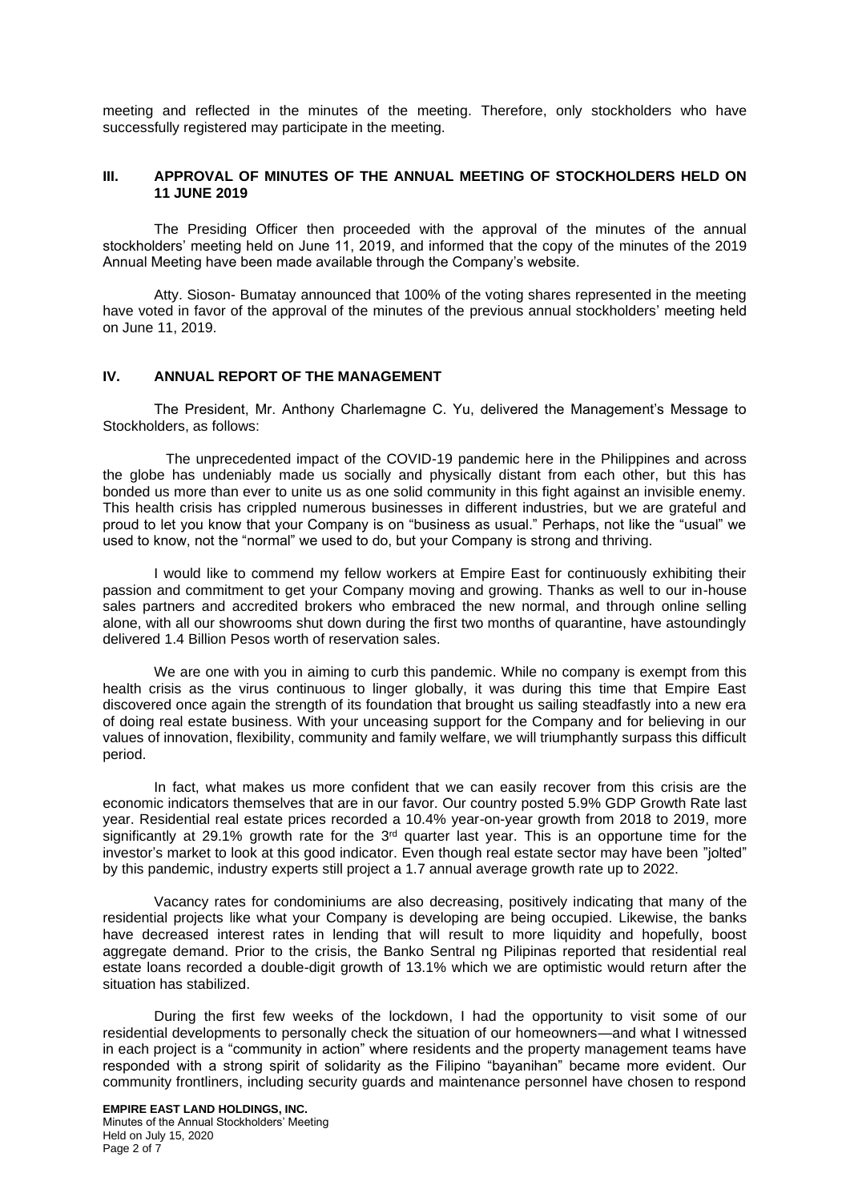meeting and reflected in the minutes of the meeting. Therefore, only stockholders who have successfully registered may participate in the meeting.

## III. APPROVAL OF MINUTES OF THE ANNUAL MEETING OF STOCKHOLDERS HELD ON 11 JUNE 2019

The Presiding Officer then proceeded with the approval of the minutes of the annual stockholders' meeting held on June 11, 2019, and informed that the copy of the minutes of the 2019 Annual Meeting have been made available through the Company's website.

Atty. Sioson- Bumatay announced that 100% of the voting shares represented in the meeting have voted in favor of the approval of the minutes of the previous annual stockholders' meeting held on June 11, 2019.

## IV. ANNUAL REPORT OF THE MANAGEMENT

The President, Mr. Anthony Charlemagne C. Yu, delivered the Management's Message to Stockholders, as follows:

The unprecedented impact of the COVID-19 pandemic here in the Philippines and across the globe has undeniably made us socially and physically distant from each other, but this has bonded us more than ever to unite us as one solid community in this fight against an invisible enemy. This health crisis has crippled numerous businesses in different industries, but we are grateful and proud to let you know that your Company is on "business as usual." Perhaps, not like the "usual" we used to know, not the "normal" we used to do, but your Company is strong and thriving.

I would like to commend my fellow workers at Empire East for continuously exhibiting their passion and commitment to get your Company moving and growing. Thanks as well to our in-house sales partners and accredited brokers who embraced the new normal, and through online selling alone, with all our showrooms shut down during the first two months of quarantine, have astoundingly delivered 1.4 Billion Pesos worth of reservation sales.

We are one with you in aiming to curb this pandemic. While no company is exempt from this health crisis as the virus continuous to linger globally, it was during this time that Empire East discovered once again the strength of its foundation that brought us sailing steadfastly into a new era of doing real estate business. With your unceasing support for the Company and for believing in our values of innovation, flexibility, community and family welfare, we will triumphantly surpass this difficult period.

In fact, what makes us more confident that we can easily recover from this crisis are the economic indicators themselves that are in our favor. Our country posted 5.9% GDP Growth Rate last year. Residential real estate prices recorded a 10.4% year-on-year growth from 2018 to 2019, more significantly at 29.1% growth rate for the 3rd quarter last year. This is an opportune time for the investor's market to look at this good indicator. Even though real estate sector may have been "jolted" by this pandemic, industry experts still project a 1.7 annual average growth rate up to 2022.

Vacancy rates for condominiums are also decreasing, positively indicating that many of the residential projects like what your Company is developing are being occupied. Likewise, the banks have decreased interest rates in lending that will result to more liquidity and hopefully, boost aggregate demand. Prior to the crisis, the Banko Sentral ng Pilipinas reported that residential real estate loans recorded a double-digit growth of 13.1% which we are optimistic would return after the situation has stabilized.

During the first few weeks of the lockdown, I had the opportunity to visit some of our residential developments to personally check the situation of our homeowners—and what I witnessed in each project is a "community in action" where residents and the property management teams have responded with a strong spirit of solidarity as the Filipino "bayanihan" became more evident. Our community frontliners, including security guards and maintenance personnel have chosen to respond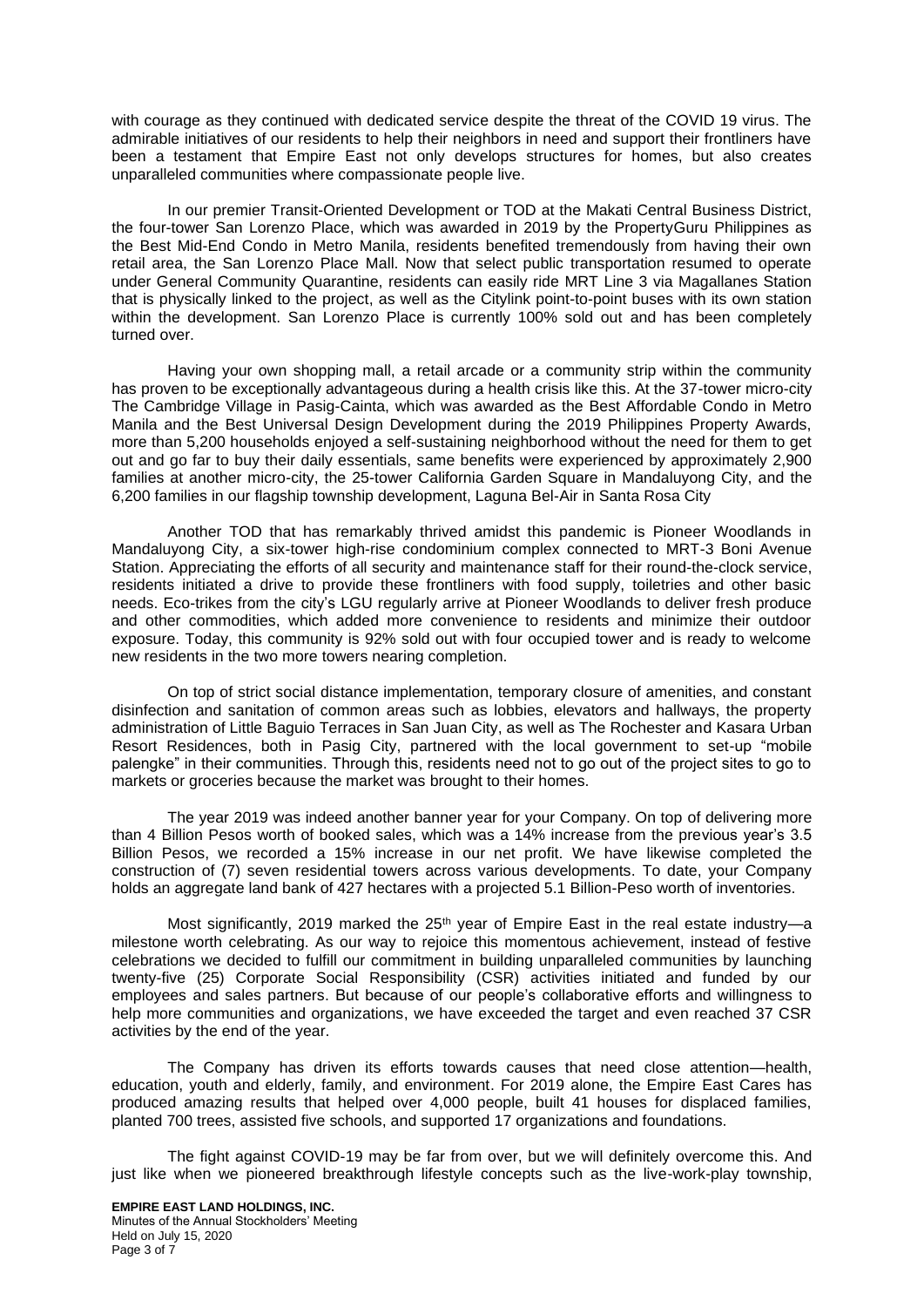with courage as they continued with dedicated service despite the threat of the COVID 19 virus. The admirable initiatives of our residents to help their neighbors in need and support their frontliners have been a testament that Empire East not only develops structures for homes, but also creates unparalleled communities where compassionate people live.

In our premier Transit-Oriented Development or TOD at the Makati Central Business District, the four-tower San Lorenzo Place, which was awarded in 2019 by the PropertyGuru Philippines as the Best Mid-End Condo in Metro Manila, residents benefited tremendously from having their own retail area, the San Lorenzo Place Mall. Now that select public transportation resumed to operate under General Community Quarantine, residents can easily ride MRT Line 3 via Magallanes Station that is physically linked to the project, as well as the Citylink point-to-point buses with its own station within the development. San Lorenzo Place is currently 100% sold out and has been completely turned over.

Having your own shopping mall, a retail arcade or a community strip within the community has proven to be exceptionally advantageous during a health crisis like this. At the 37-tower micro-city The Cambridge Village in Pasig-Cainta, which was awarded as the Best Affordable Condo in Metro Manila and the Best Universal Design Development during the 2019 Philippines Property Awards, more than 5,200 households enjoyed a self-sustaining neighborhood without the need for them to get out and go far to buy their daily essentials, same benefits were experienced by approximately 2,900 families at another micro-city, the 25-tower California Garden Square in Mandaluyong City, and the 6,200 families in our flagship township development, Laguna Bel-Air in Santa Rosa City

Another TOD that has remarkably thrived amidst this pandemic is Pioneer Woodlands in Mandaluyong City, a six-tower high-rise condominium complex connected to MRT-3 Boni Avenue Station. Appreciating the efforts of all security and maintenance staff for their round-the-clock service, residents initiated a drive to provide these frontliners with food supply, toiletries and other basic needs. Eco-trikes from the city's LGU regularly arrive at Pioneer Woodlands to deliver fresh produce and other commodities, which added more convenience to residents and minimize their outdoor exposure. Today, this community is 92% sold out with four occupied tower and is ready to welcome new residents in the two more towers nearing completion.

On top of strict social distance implementation, temporary closure of amenities, and constant disinfection and sanitation of common areas such as lobbies, elevators and hallways, the property administration of Little Baguio Terraces in San Juan City, as well as The Rochester and Kasara Urban Resort Residences, both in Pasig City, partnered with the local government to set-up "mobile palengke" in their communities. Through this, residents need not to go out of the project sites to go to markets or groceries because the market was brought to their homes.

The year 2019 was indeed another banner year for your Company. On top of delivering more than 4 Billion Pesos worth of booked sales, which was a 14% increase from the previous year's 3.5 Billion Pesos, we recorded a 15% increase in our net profit. We have likewise completed the construction of (7) seven residential towers across various developments. To date, your Company holds an aggregate land bank of 427 hectares with a projected 5.1 Billion-Peso worth of inventories.

Most significantly, 2019 marked the 25th year of Empire East in the real estate industry—a milestone worth celebrating. As our way to rejoice this momentous achievement, instead of festive celebrations we decided to fulfill our commitment in building unparalleled communities by launching twenty-five (25) Corporate Social Responsibility (CSR) activities initiated and funded by our employees and sales partners. But because of our people's collaborative efforts and willingness to help more communities and organizations, we have exceeded the target and even reached 37 CSR activities by the end of the year.

The Company has driven its efforts towards causes that need close attention—health, education, youth and elderly, family, and environment. For 2019 alone, the Empire East Cares has produced amazing results that helped over 4,000 people, built 41 houses for displaced families, planted 700 trees, assisted five schools, and supported 17 organizations and foundations.

The fight against COVID-19 may be far from over, but we will definitely overcome this. And just like when we pioneered breakthrough lifestyle concepts such as the live-work-play township,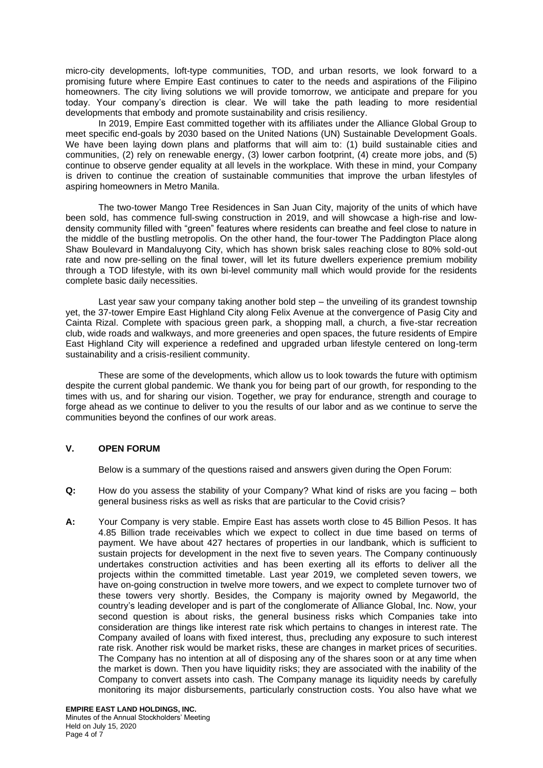micro-city developments, loft-type communities, TOD, and urban resorts, we look forward to a promising future where Empire East continues to cater to the needs and aspirations of the Filipino homeowners. The city living solutions we will provide tomorrow, we anticipate and prepare for you today. Your company's direction is clear. We will take the path leading to more residential developments that embody and promote sustainability and crisis resiliency.

In 2019, Empire East committed together with its affiliates under the Alliance Global Group to meet specific end-goals by 2030 based on the United Nations (UN) Sustainable Development Goals. We have been laying down plans and platforms that will aim to: (1) build sustainable cities and communities, (2) rely on renewable energy, (3) lower carbon footprint, (4) create more jobs, and (5) continue to observe gender equality at all levels in the workplace. With these in mind, your Company is driven to continue the creation of sustainable communities that improve the urban lifestyles of aspiring homeowners in Metro Manila.

The two-tower Mango Tree Residences in San Juan City, majority of the units of which have been sold, has commence full-swing construction in 2019, and will showcase a high-rise and low-density community filled with "green" features where residents can breathe and feel close to nature in the middle of the bustling metropolis. On the other hand, the four-tower The Paddington Place along Shaw Boulevard in Mandaluyong City, which has shown brisk sales reaching close to 80% sold-out rate and now pre-selling on the final tower, will let its future dwellers experience premium mobility through a TOD lifestyle, with its own bi-level community mall which would provide for the residents complete basic daily necessities.

Last year saw your company taking another bold step – the unveiling of its grandest township yet, the 37-tower Empire East Highland City along Felix Avenue at the convergence of Pasig City and Cainta Rizal. Complete with spacious green park, a shopping mall, a church, a five-star recreation club, wide roads and walkways, and more greeneries and open spaces, the future residents of Empire East Highland City will experience a redefined and upgraded urban lifestyle centered on long-term sustainability and a crisis-resilient community.

These are some of the developments, which allow us to look towards the future with optimism despite the current global pandemic. We thank you for being part of our growth, for responding to the times with us, and for sharing our vision. Together, we pray for endurance, strength and courage to forge ahead as we continue to deliver to you the results of our labor and as we continue to serve the communities beyond the confines of our work areas.

## V. OPEN FORUM

Below is a summary of the questions raised and answers given during the Open Forum:

**Q:** How do you assess the stability of your Company? What kind of risks are you facing – both general business risks as well as risks that are particular to the Covid crisis?

**A:** Your Company is very stable. Empire East has assets worth close to 45 Billion Pesos. It has 4.85 Billion trade receivables which we expect to collect in due time based on terms of payment. We have about 427 hectares of properties in our landbank, which is sufficient to sustain projects for development in the next five to seven years. The Company continuously undertakes construction activities and has been exerting all its efforts to deliver all the projects within the committed timetable. Last year 2019, we completed seven towers, we have on-going construction in twelve more towers, and we expect to complete turnover two of these towers very shortly. Besides, the Company is majority owned by Megaworld, the country's leading developer and is part of the conglomerate of Alliance Global, Inc. Now, your second question is about risks, the general business risks which Companies take into consideration are things like interest rate risk which pertains to changes in interest rate. The Company availed of loans with fixed interest, thus, precluding any exposure to such interest rate risk. Another risk would be market risks, these are changes in market prices of securities. The Company has no intention at all of disposing any of the shares soon or at any time when the market is down. Then you have liquidity risks; they are associated with the inability of the Company to convert assets into cash. The Company manage its liquidity needs by carefully monitoring its major disbursements, particularly construction costs. You also have what we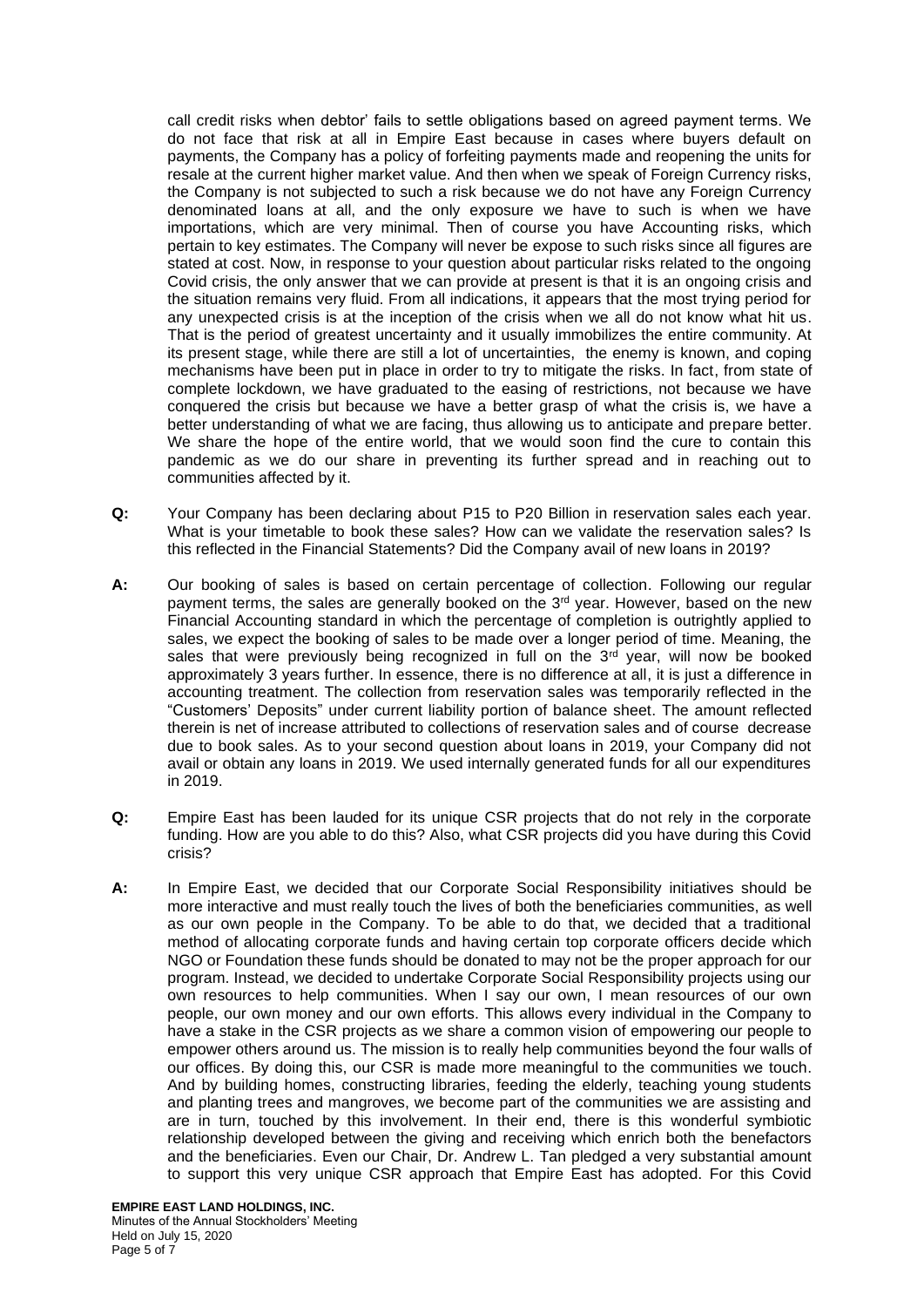call credit risks when debtor' fails to settle obligations based on agreed payment terms. We do not face that risk at all in Empire East because in cases where buyers default on payments, the Company has a policy of forfeiting payments made and reopening the units for resale at the current higher market value. And then when we speak of Foreign Currency risks, the Company is not subjected to such a risk because we do not have any Foreign Currency denominated loans at all, and the only exposure we have to such is when we have importations, which are very minimal. Then of course you have Accounting risks, which pertain to key estimates. The Company will never be expose to such risks since all figures are stated at cost. Now, in response to your question about particular risks related to the ongoing Covid crisis, the only answer that we can provide at present is that it is an ongoing crisis and the situation remains very fluid. From all indications, it appears that the most trying period for any unexpected crisis is at the inception of the crisis when we all do not know what hit us. That is the period of greatest uncertainty and it usually immobilizes the entire community. At its present stage, while there are still a lot of uncertainties, the enemy is known, and coping mechanisms have been put in place in order to try to mitigate the risks. In fact, from state of complete lockdown, we have graduated to the easing of restrictions, not because we have conquered the crisis but because we have a better grasp of what the crisis is, we have a better understanding of what we are facing, thus allowing us to anticipate and prepare better. We share the hope of the entire world, that we would soon find the cure to contain this pandemic as we do our share in preventing its further spread and in reaching out to communities affected by it.

**Q:** Your Company has been declaring about P15 to P20 Billion in reservation sales each year. What is your timetable to book these sales? How can we validate the reservation sales? Is this reflected in the Financial Statements? Did the Company avail of new loans in 2019?

**A:** Our booking of sales is based on certain percentage of collection. Following our regular payment terms, the sales are generally booked on the 3rd year. However, based on the new Financial Accounting standard in which the percentage of completion is outrightly applied to sales, we expect the booking of sales to be made over a longer period of time. Meaning, the sales that were previously being recognized in full on the 3rd year, will now be booked approximately 3 years further. In essence, there is no difference at all, it is just a difference in accounting treatment. The collection from reservation sales was temporarily reflected in the "Customers' Deposits" under current liability portion of balance sheet. The amount reflected therein is net of increase attributed to collections of reservation sales and of course decrease due to book sales. As to your second question about loans in 2019, your Company did not avail or obtain any loans in 2019. We used internally generated funds for all our expenditures in 2019.

**Q:** Empire East has been lauded for its unique CSR projects that do not rely in the corporate funding. How are you able to do this? Also, what CSR projects did you have during this Covid crisis?

**A:** In Empire East, we decided that our Corporate Social Responsibility initiatives should be more interactive and must really touch the lives of both the beneficiaries communities, as well as our own people in the Company. To be able to do that, we decided that a traditional method of allocating corporate funds and having certain top corporate officers decide which NGO or Foundation these funds should be donated to may not be the proper approach for our program. Instead, we decided to undertake Corporate Social Responsibility projects using our own resources to help communities. When I say our own, I mean resources of our own people, our own money and our own efforts. This allows every individual in the Company to have a stake in the CSR projects as we share a common vision of empowering our people to empower others around us. The mission is to really help communities beyond the four walls of our offices. By doing this, our CSR is made more meaningful to the communities we touch. And by building homes, constructing libraries, feeding the elderly, teaching young students and planting trees and mangroves, we become part of the communities we are assisting and are in turn, touched by this involvement. In their end, there is this wonderful symbiotic relationship developed between the giving and receiving which enrich both the benefactors and the beneficiaries. Even our Chair, Dr. Andrew L. Tan pledged a very substantial amount to support this very unique CSR approach that Empire East has adopted. For this Covid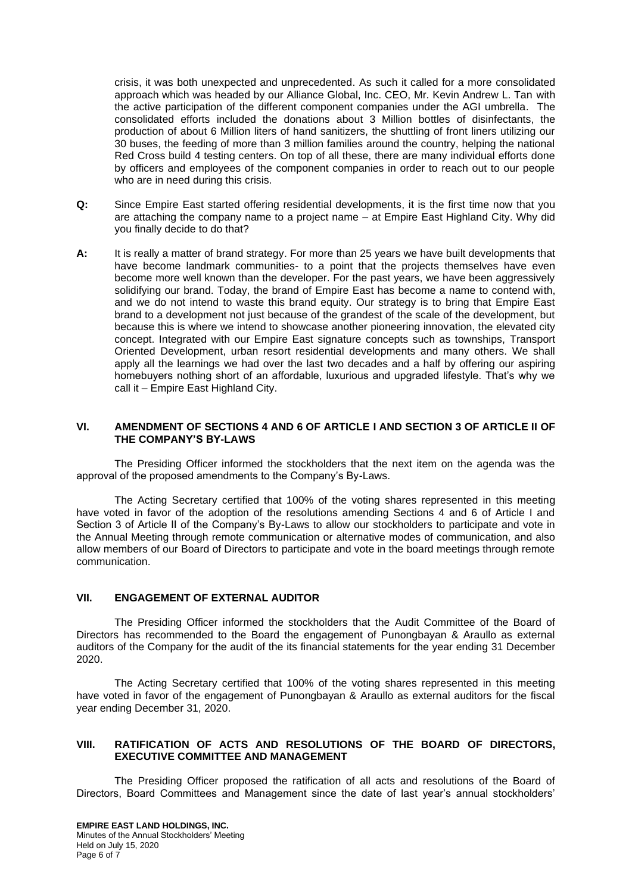crisis, it was both unexpected and unprecedented. As such it called for a more consolidated approach which was headed by our Alliance Global, Inc. CEO, Mr. Kevin Andrew L. Tan with the active participation of the different component companies under the AGI umbrella. The consolidated efforts included the donations about 3 Million bottles of disinfectants, the production of about 6 Million liters of hand sanitizers, the shuttling of front liners utilizing our 30 buses, the feeding of more than 3 million families around the country, helping the national Red Cross build 4 testing centers. On top of all these, there are many individual efforts done by officers and employees of the component companies in order to reach out to our people who are in need during this crisis.

**Q:** Since Empire East started offering residential developments, it is the first time now that you are attaching the company name to a project name – at Empire East Highland City. Why did you finally decide to do that?

**A:** It is really a matter of brand strategy. For more than 25 years we have built developments that have become landmark communities- to a point that the projects themselves have even become more well known than the developer. For the past years, we have been aggressively solidifying our brand. Today, the brand of Empire East has become a name to contend with, and we do not intend to waste this brand equity. Our strategy is to bring that Empire East brand to a development not just because of the grandest of the scale of the development, but because this is where we intend to showcase another pioneering innovation, the elevated city concept. Integrated with our Empire East signature concepts such as townships, Transport Oriented Development, urban resort residential developments and many others. We shall apply all the learnings we had over the last two decades and a half by offering our aspiring homebuyers nothing short of an affordable, luxurious and upgraded lifestyle. That's why we call it – Empire East Highland City.

## VI. AMENDMENT OF SECTIONS 4 AND 6 OF ARTICLE I AND SECTION 3 OF ARTICLE II OF THE COMPANY'S BY-LAWS

The Presiding Officer informed the stockholders that the next item on the agenda was the approval of the proposed amendments to the Company's By-Laws.

The Acting Secretary certified that 100% of the voting shares represented in this meeting have voted in favor of the adoption of the resolutions amending Sections 4 and 6 of Article I and Section 3 of Article II of the Company's By-Laws to allow our stockholders to participate and vote in the Annual Meeting through remote communication or alternative modes of communication, and also allow members of our Board of Directors to participate and vote in the board meetings through remote communication.

## VII. ENGAGEMENT OF EXTERNAL AUDITOR

The Presiding Officer informed the stockholders that the Audit Committee of the Board of Directors has recommended to the Board the engagement of Punongbayan & Araullo as external auditors of the Company for the audit of the its financial statements for the year ending 31 December 2020.

The Acting Secretary certified that 100% of the voting shares represented in this meeting have voted in favor of the engagement of Punongbayan & Araullo as external auditors for the fiscal year ending December 31, 2020.

## VIII. RATIFICATION OF ACTS AND RESOLUTIONS OF THE BOARD OF DIRECTORS, EXECUTIVE COMMITTEE AND MANAGEMENT

The Presiding Officer proposed the ratification of all acts and resolutions of the Board of Directors, Board Committees and Management since the date of last year's annual stockholders'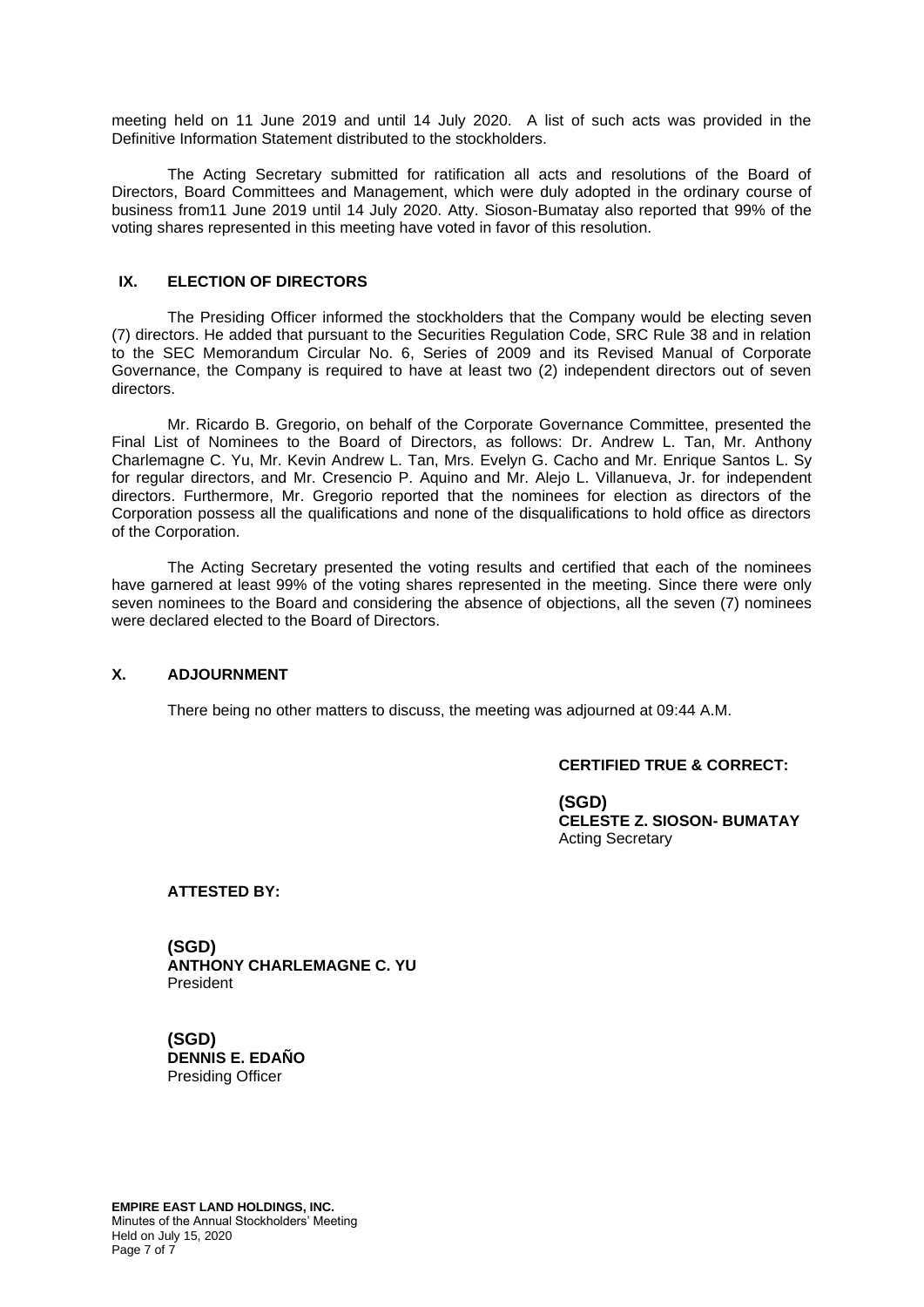meeting held on 11 June 2019 and until 14 July 2020. A list of such acts was provided in the Definitive Information Statement distributed to the stockholders.

The Acting Secretary submitted for ratification all acts and resolutions of the Board of Directors, Board Committees and Management, which were duly adopted in the ordinary course of business from11 June 2019 until 14 July 2020. Atty. Sioson-Bumatay also reported that 99% of the voting shares represented in this meeting have voted in favor of this resolution.

## IX. ELECTION OF DIRECTORS

The Presiding Officer informed the stockholders that the Company would be electing seven (7) directors. He added that pursuant to the Securities Regulation Code, SRC Rule 38 and in relation to the SEC Memorandum Circular No. 6, Series of 2009 and its Revised Manual of Corporate Governance, the Company is required to have at least two (2) independent directors out of seven directors.

Mr. Ricardo B. Gregorio, on behalf of the Corporate Governance Committee, presented the Final List of Nominees to the Board of Directors, as follows: Dr. Andrew L. Tan, Mr. Anthony Charlemagne C. Yu, Mr. Kevin Andrew L. Tan, Mrs. Evelyn G. Cacho and Mr. Enrique Santos L. Sy for regular directors, and Mr. Cresencio P. Aquino and Mr. Alejo L. Villanueva, Jr. for independent directors. Furthermore, Mr. Gregorio reported that the nominees for election as directors of the Corporation possess all the qualifications and none of the disqualifications to hold office as directors of the Corporation.

The Acting Secretary presented the voting results and certified that each of the nominees have garnered at least 99% of the voting shares represented in the meeting. Since there were only seven nominees to the Board and considering the absence of objections, all the seven (7) nominees were declared elected to the Board of Directors.

## X. ADJOURNMENT

There being no other matters to discuss, the meeting was adjourned at 09:44 A.M.

**CERTIFIED TRUE & CORRECT:**

**(SGD)**
**CELESTE Z. SIOSON- BUMATAY**
Acting Secretary

**ATTESTED BY:**

**(SGD)**
**ANTHONY CHARLEMAGNE C. YU**
President

**(SGD)**
**DENNIS E. EDAÑO**
Presiding Officer